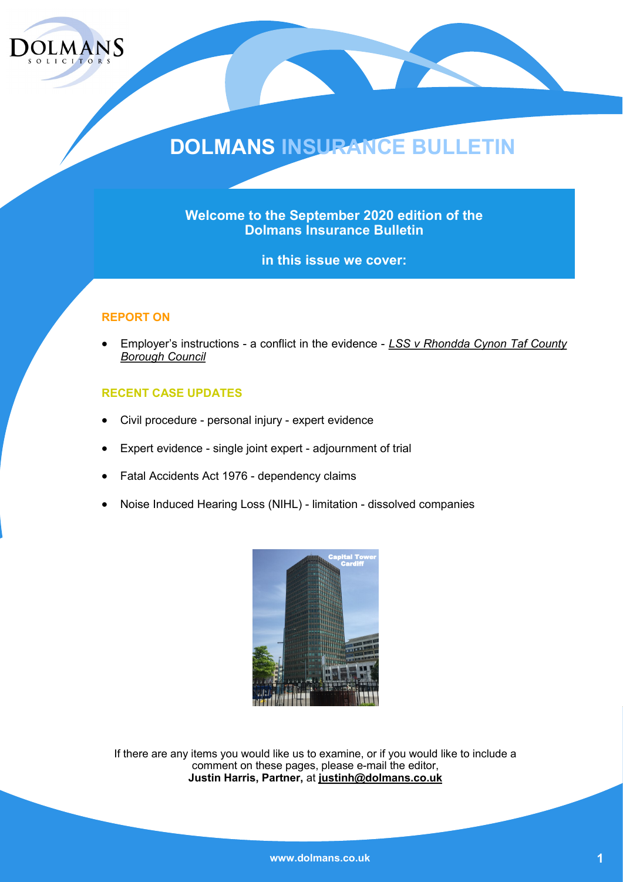# DOLMANS INSURANCE BULLETIN

**Welcome to the September 2020 edition of the Dolmans Insurance Bulletin**

**in this issue we cover:**

## REPORT ON

- Employer's instructions - a conflict in the evidence - *LSS v Rhondda Cynon Taf County Borough Council*

## RECENT CASE UPDATES

- Civil procedure - personal injury - expert evidence
- Expert evidence - single joint expert - adjournment of trial
- Fatal Accidents Act 1976 - dependency claims
- Noise Induced Hearing Loss (NIHL) - limitation - dissolved companies

Capital Tower Cardiff

If there are any items you would like us to examine, or if you would like to include a comment on these pages, please e-mail the editor, **Justin Harris, Partner,** at **justinh@dolmans.co.uk**

www.dolmans.co.uk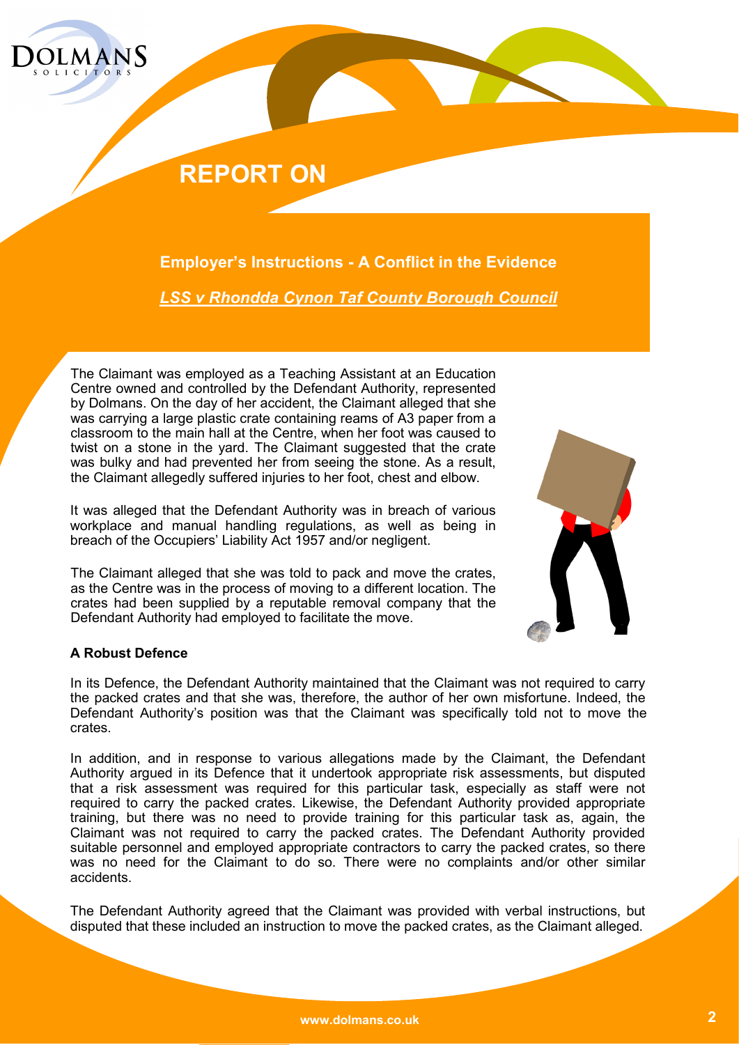# REPORT ON

## Employer's Instructions - A Conflict in the Evidence

***LSS v Rhondda Cynon Taf County Borough Council***

The Claimant was employed as a Teaching Assistant at an Education Centre owned and controlled by the Defendant Authority, represented by Dolmans. On the day of her accident, the Claimant alleged that she was carrying a large plastic crate containing reams of A3 paper from a classroom to the main hall at the Centre, when her foot was caused to twist on a stone in the yard. The Claimant suggested that the crate was bulky and had prevented her from seeing the stone. As a result, the Claimant allegedly suffered injuries to her foot, chest and elbow.

It was alleged that the Defendant Authority was in breach of various workplace and manual handling regulations, as well as being in breach of the Occupiers' Liability Act 1957 and/or negligent.

The Claimant alleged that she was told to pack and move the crates, as the Centre was in the process of moving to a different location. The crates had been supplied by a reputable removal company that the Defendant Authority had employed to facilitate the move.

**A Robust Defence**

In its Defence, the Defendant Authority maintained that the Claimant was not required to carry the packed crates and that she was, therefore, the author of her own misfortune. Indeed, the Defendant Authority's position was that the Claimant was specifically told not to move the crates.

In addition, and in response to various allegations made by the Claimant, the Defendant Authority argued in its Defence that it undertook appropriate risk assessments, but disputed that a risk assessment was required for this particular task, especially as staff were not required to carry the packed crates. Likewise, the Defendant Authority provided appropriate training, but there was no need to provide training for this particular task as, again, the Claimant was not required to carry the packed crates. The Defendant Authority provided suitable personnel and employed appropriate contractors to carry the packed crates, so there was no need for the Claimant to do so. There were no complaints and/or other similar accidents.

The Defendant Authority agreed that the Claimant was provided with verbal instructions, but disputed that these included an instruction to move the packed crates, as the Claimant alleged.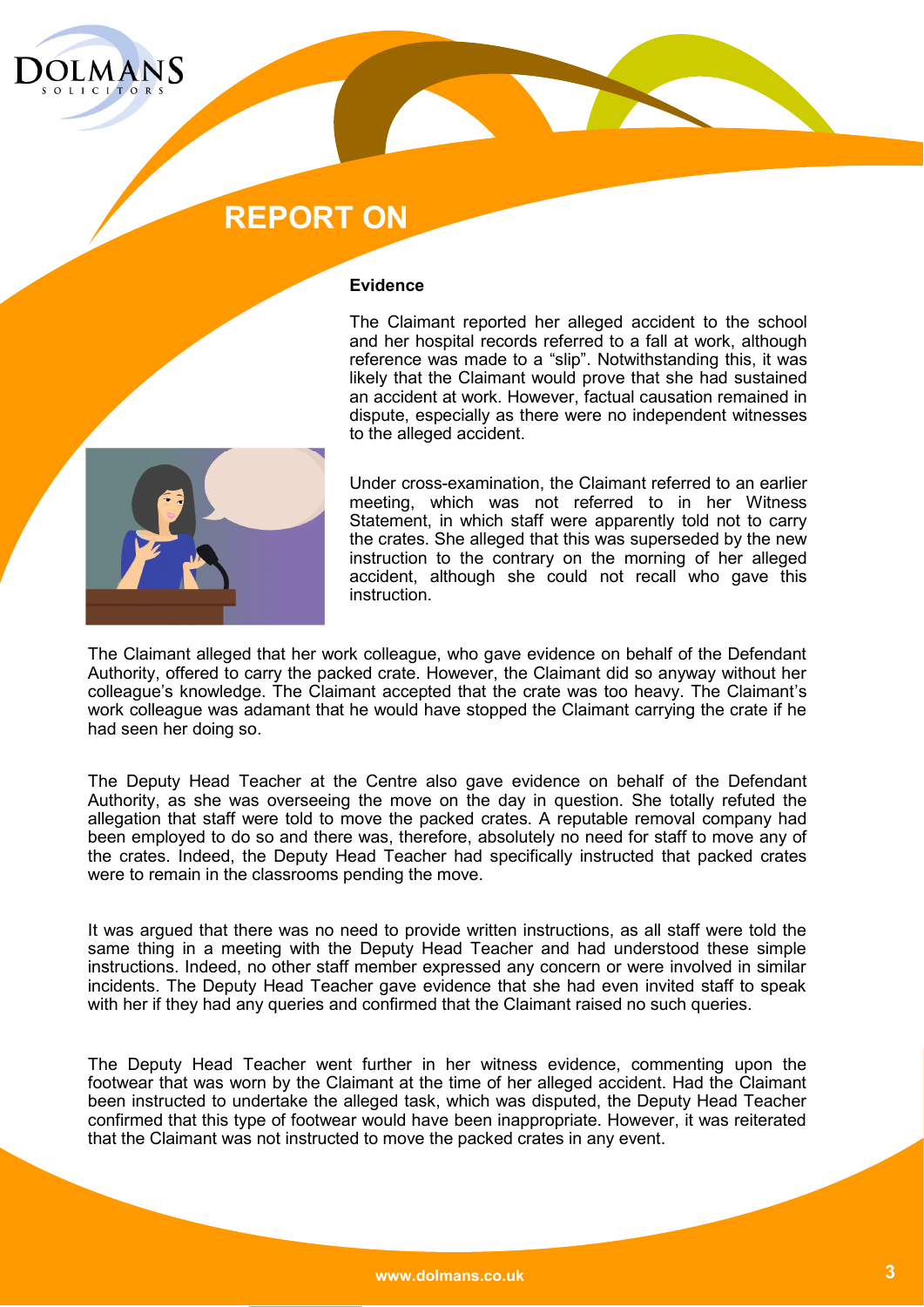## REPORT ON

### Evidence

The Claimant reported her alleged accident to the school and her hospital records referred to a fall at work, although reference was made to a "slip". Notwithstanding this, it was likely that the Claimant would prove that she had sustained an accident at work. However, factual causation remained in dispute, especially as there were no independent witnesses to the alleged accident.

Under cross-examination, the Claimant referred to an earlier meeting, which was not referred to in her Witness Statement, in which staff were apparently told not to carry the crates. She alleged that this was superseded by the new instruction to the contrary on the morning of her alleged accident, although she could not recall who gave this instruction.

The Claimant alleged that her work colleague, who gave evidence on behalf of the Defendant Authority, offered to carry the packed crate. However, the Claimant did so anyway without her colleague's knowledge. The Claimant accepted that the crate was too heavy. The Claimant's work colleague was adamant that he would have stopped the Claimant carrying the crate if he had seen her doing so.

The Deputy Head Teacher at the Centre also gave evidence on behalf of the Defendant Authority, as she was overseeing the move on the day in question. She totally refuted the allegation that staff were told to move the packed crates. A reputable removal company had been employed to do so and there was, therefore, absolutely no need for staff to move any of the crates. Indeed, the Deputy Head Teacher had specifically instructed that packed crates were to remain in the classrooms pending the move.

It was argued that there was no need to provide written instructions, as all staff were told the same thing in a meeting with the Deputy Head Teacher and had understood these simple instructions. Indeed, no other staff member expressed any concern or were involved in similar incidents. The Deputy Head Teacher gave evidence that she had even invited staff to speak with her if they had any queries and confirmed that the Claimant raised no such queries.

The Deputy Head Teacher went further in her witness evidence, commenting upon the footwear that was worn by the Claimant at the time of her alleged accident. Had the Claimant been instructed to undertake the alleged task, which was disputed, the Deputy Head Teacher confirmed that this type of footwear would have been inappropriate. However, it was reiterated that the Claimant was not instructed to move the packed crates in any event.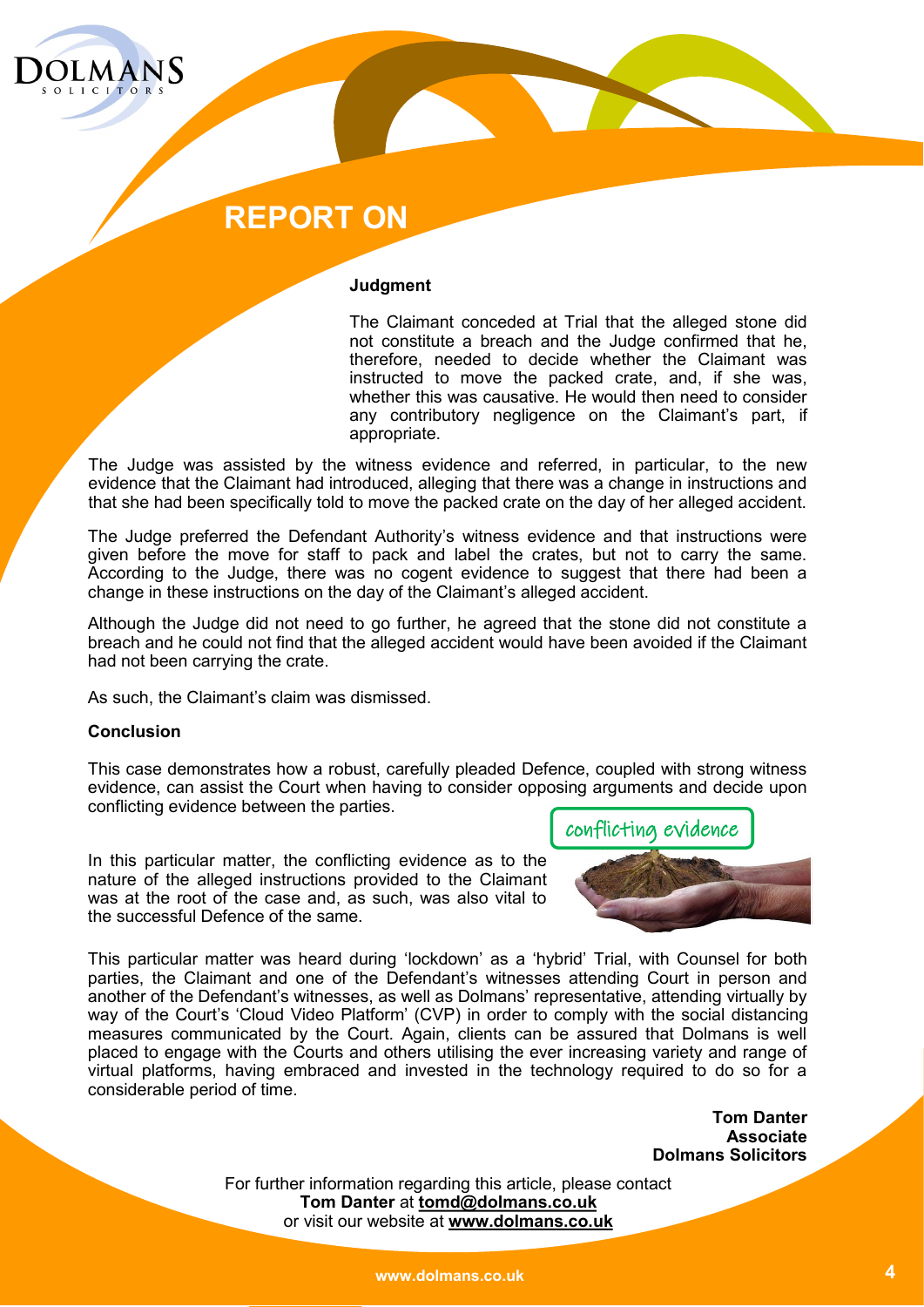## REPORT ON

**Judgment**

The Claimant conceded at Trial that the alleged stone did not constitute a breach and the Judge confirmed that he, therefore, needed to decide whether the Claimant was instructed to move the packed crate, and, if she was, whether this was causative. He would then need to consider any contributory negligence on the Claimant's part, if appropriate.

The Judge was assisted by the witness evidence and referred, in particular, to the new evidence that the Claimant had introduced, alleging that there was a change in instructions and that she had been specifically told to move the packed crate on the day of her alleged accident.

The Judge preferred the Defendant Authority's witness evidence and that instructions were given before the move for staff to pack and label the crates, but not to carry the same. According to the Judge, there was no cogent evidence to suggest that there had been a change in these instructions on the day of the Claimant's alleged accident.

Although the Judge did not need to go further, he agreed that the stone did not constitute a breach and he could not find that the alleged accident would have been avoided if the Claimant had not been carrying the crate.

As such, the Claimant's claim was dismissed.

**Conclusion**

This case demonstrates how a robust, carefully pleaded Defence, coupled with strong witness evidence, can assist the Court when having to consider opposing arguments and decide upon conflicting evidence between the parties.

conflicting evidence

In this particular matter, the conflicting evidence as to the nature of the alleged instructions provided to the Claimant was at the root of the case and, as such, was also vital to the successful Defence of the same.

This particular matter was heard during 'lockdown' as a 'hybrid' Trial, with Counsel for both parties, the Claimant and one of the Defendant's witnesses attending Court in person and another of the Defendant's witnesses, as well as Dolmans' representative, attending virtually by way of the Court's 'Cloud Video Platform' (CVP) in order to comply with the social distancing measures communicated by the Court. Again, clients can be assured that Dolmans is well placed to engage with the Courts and others utilising the ever increasing variety and range of virtual platforms, having embraced and invested in the technology required to do so for a considerable period of time.

**Tom Danter**
**Associate**
**Dolmans Solicitors**

For further information regarding this article, please contact **Tom Danter** at **tomd@dolmans.co.uk** or visit our website at **www.dolmans.co.uk**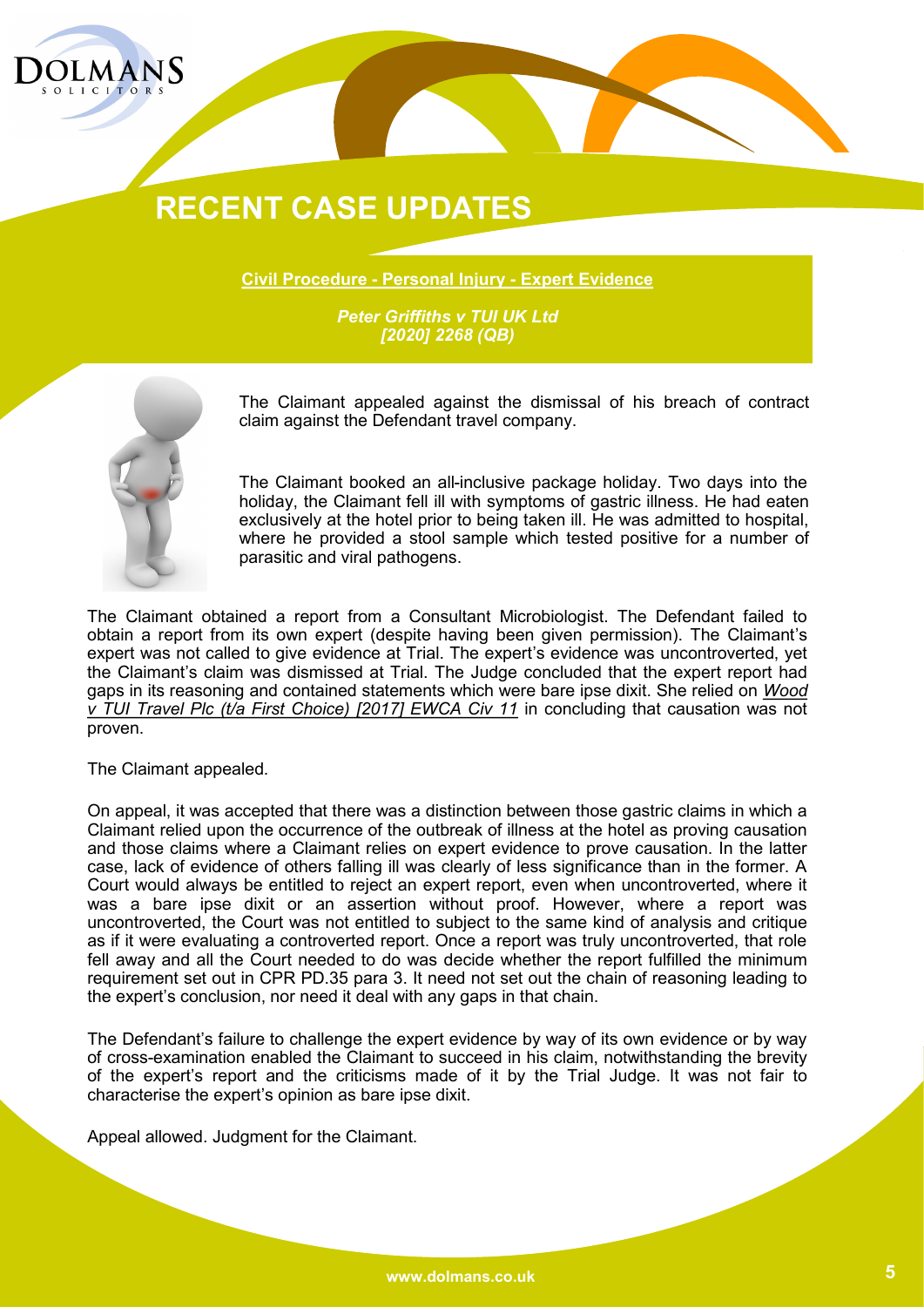# RECENT CASE UPDATES

**Civil Procedure - Personal Injury - Expert Evidence**

***Peter Griffiths v TUI UK Ltd [2020] 2268 (QB)***

The Claimant appealed against the dismissal of his breach of contract claim against the Defendant travel company.

The Claimant booked an all-inclusive package holiday. Two days into the holiday, the Claimant fell ill with symptoms of gastric illness. He had eaten exclusively at the hotel prior to being taken ill. He was admitted to hospital, where he provided a stool sample which tested positive for a number of parasitic and viral pathogens.

The Claimant obtained a report from a Consultant Microbiologist. The Defendant failed to obtain a report from its own expert (despite having been given permission). The Claimant's expert was not called to give evidence at Trial. The expert's evidence was uncontroverted, yet the Claimant's claim was dismissed at Trial. The Judge concluded that the expert report had gaps in its reasoning and contained statements which were bare ipse dixit. She relied on *Wood v TUI Travel Plc (t/a First Choice) [2017] EWCA Civ 11* in concluding that causation was not proven.

The Claimant appealed.

On appeal, it was accepted that there was a distinction between those gastric claims in which a Claimant relied upon the occurrence of the outbreak of illness at the hotel as proving causation and those claims where a Claimant relies on expert evidence to prove causation. In the latter case, lack of evidence of others falling ill was clearly of less significance than in the former. A Court would always be entitled to reject an expert report, even when uncontroverted, where it was a bare ipse dixit or an assertion without proof. However, where a report was uncontroverted, the Court was not entitled to subject to the same kind of analysis and critique as if it were evaluating a controverted report. Once a report was truly uncontroverted, that role fell away and all the Court needed to do was decide whether the report fulfilled the minimum requirement set out in CPR PD.35 para 3. It need not set out the chain of reasoning leading to the expert's conclusion, nor need it deal with any gaps in that chain.

The Defendant's failure to challenge the expert evidence by way of its own evidence or by way of cross-examination enabled the Claimant to succeed in his claim, notwithstanding the brevity of the expert's report and the criticisms made of it by the Trial Judge. It was not fair to characterise the expert's opinion as bare ipse dixit.

Appeal allowed. Judgment for the Claimant.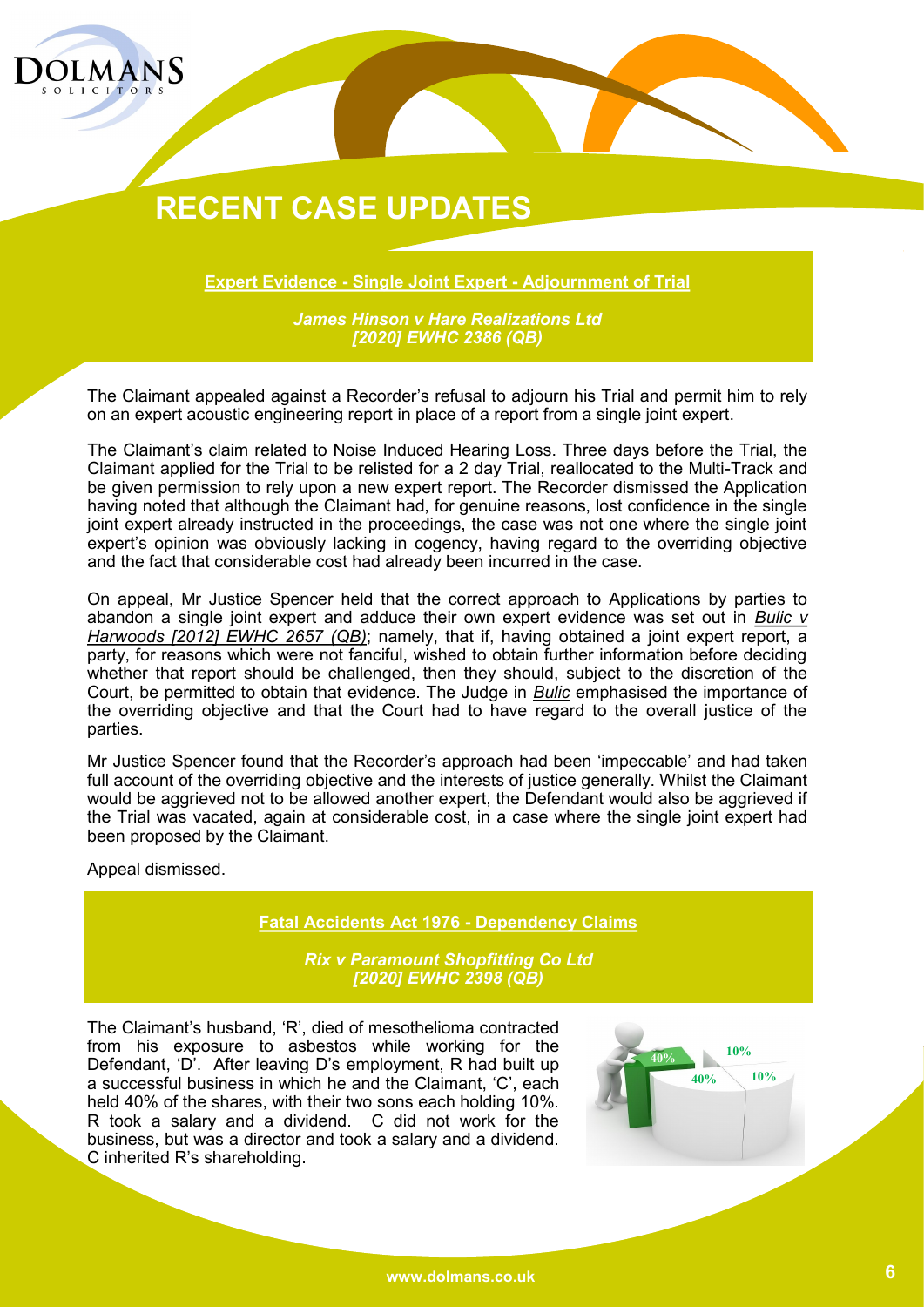# RECENT CASE UPDATES

**Expert Evidence - Single Joint Expert - Adjournment of Trial**

***James Hinson v Hare Realizations Ltd [2020] EWHC 2386 (QB)***

The Claimant appealed against a Recorder's refusal to adjourn his Trial and permit him to rely on an expert acoustic engineering report in place of a report from a single joint expert.

The Claimant's claim related to Noise Induced Hearing Loss. Three days before the Trial, the Claimant applied for the Trial to be relisted for a 2 day Trial, reallocated to the Multi-Track and be given permission to rely upon a new expert report. The Recorder dismissed the Application having noted that although the Claimant had, for genuine reasons, lost confidence in the single joint expert already instructed in the proceedings, the case was not one where the single joint expert's opinion was obviously lacking in cogency, having regard to the overriding objective and the fact that considerable cost had already been incurred in the case.

On appeal, Mr Justice Spencer held that the correct approach to Applications by parties to abandon a single joint expert and adduce their own expert evidence was set out in *Bulic v Harwoods [2012] EWHC 2657 (QB)*; namely, that if, having obtained a joint expert report, a party, for reasons which were not fanciful, wished to obtain further information before deciding whether that report should be challenged, then they should, subject to the discretion of the Court, be permitted to obtain that evidence. The Judge in *Bulic* emphasised the importance of the overriding objective and that the Court had to have regard to the overall justice of the parties.

Mr Justice Spencer found that the Recorder's approach had been 'impeccable' and had taken full account of the overriding objective and the interests of justice generally. Whilst the Claimant would be aggrieved not to be allowed another expert, the Defendant would also be aggrieved if the Trial was vacated, again at considerable cost, in a case where the single joint expert had been proposed by the Claimant.

Appeal dismissed.

**Fatal Accidents Act 1976 - Dependency Claims**

***Rix v Paramount Shopfitting Co Ltd [2020] EWHC 2398 (QB)***

The Claimant's husband, 'R', died of mesothelioma contracted from his exposure to asbestos while working for the Defendant, 'D'. After leaving D's employment, R had built up a successful business in which he and the Claimant, 'C', each held 40% of the shares, with their two sons each holding 10%. R took a salary and a dividend. C did not work for the business, but was a director and took a salary and a dividend. C inherited R's shareholding.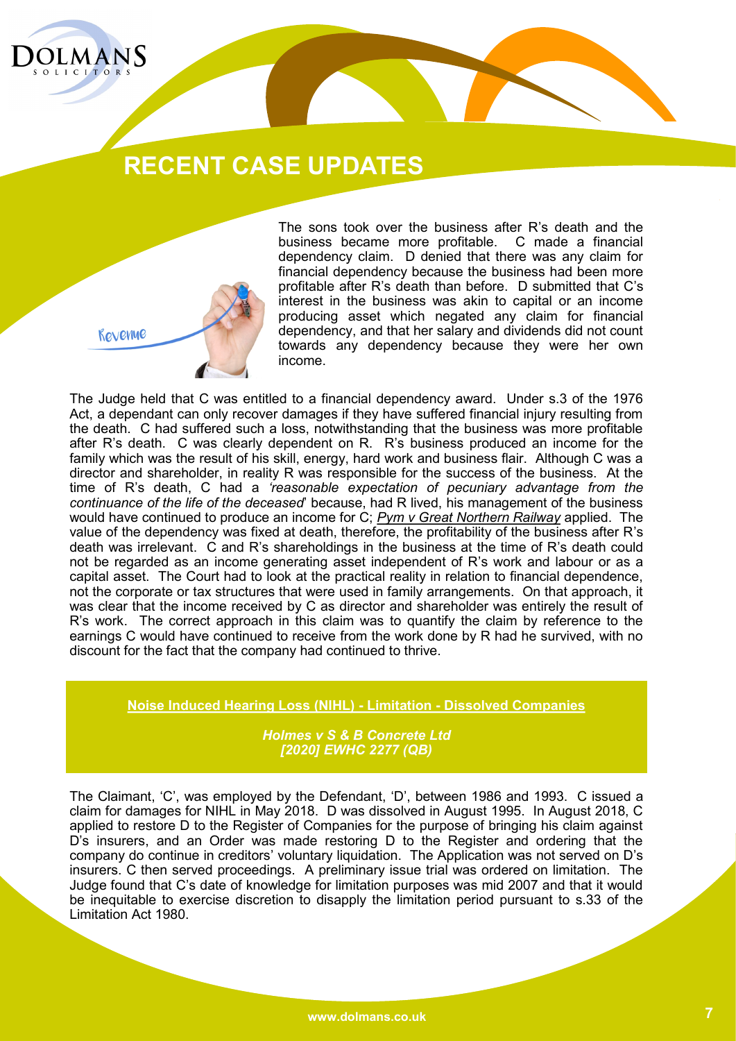## RECENT CASE UPDATES

The sons took over the business after R's death and the business became more profitable. C made a financial dependency claim. D denied that there was any claim for financial dependency because the business had been more profitable after R's death than before. D submitted that C's interest in the business was akin to capital or an income producing asset which negated any claim for financial dependency, and that her salary and dividends did not count towards any dependency because they were her own income.

The Judge held that C was entitled to a financial dependency award. Under s.3 of the 1976 Act, a dependant can only recover damages if they have suffered financial injury resulting from the death. C had suffered such a loss, notwithstanding that the business was more profitable after R's death. C was clearly dependent on R. R's business produced an income for the family which was the result of his skill, energy, hard work and business flair. Although C was a director and shareholder, in reality R was responsible for the success of the business. At the time of R's death, C had a *'reasonable expectation of pecuniary advantage from the continuance of the life of the deceased*' because, had R lived, his management of the business would have continued to produce an income for C; *Pym v Great Northern Railway* applied. The value of the dependency was fixed at death, therefore, the profitability of the business after R's death was irrelevant. C and R's shareholdings in the business at the time of R's death could not be regarded as an income generating asset independent of R's work and labour or as a capital asset. The Court had to look at the practical reality in relation to financial dependence, not the corporate or tax structures that were used in family arrangements. On that approach, it was clear that the income received by C as director and shareholder was entirely the result of R's work. The correct approach in this claim was to quantify the claim by reference to the earnings C would have continued to receive from the work done by R had he survived, with no discount for the fact that the company had continued to thrive.

### Noise Induced Hearing Loss (NIHL) - Limitation - Dissolved Companies

***Holmes v S & B Concrete Ltd***
***[2020] EWHC 2277 (QB)***

The Claimant, 'C', was employed by the Defendant, 'D', between 1986 and 1993. C issued a claim for damages for NIHL in May 2018. D was dissolved in August 1995. In August 2018, C applied to restore D to the Register of Companies for the purpose of bringing his claim against D's insurers, and an Order was made restoring D to the Register and ordering that the company do continue in creditors' voluntary liquidation. The Application was not served on D's insurers. C then served proceedings. A preliminary issue trial was ordered on limitation. The Judge found that C's date of knowledge for limitation purposes was mid 2007 and that it would be inequitable to exercise discretion to disapply the limitation period pursuant to s.33 of the Limitation Act 1980.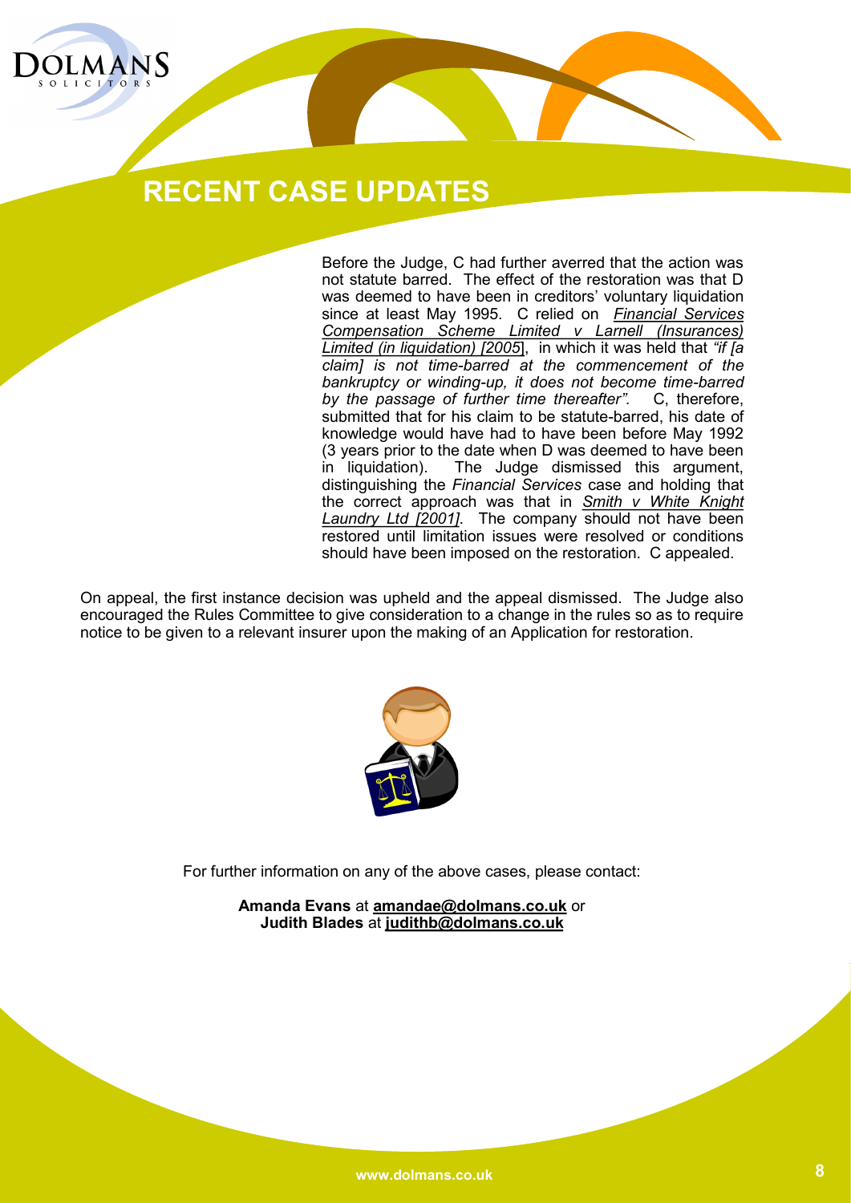## RECENT CASE UPDATES

Before the Judge, C had further averred that the action was not statute barred. The effect of the restoration was that D was deemed to have been in creditors' voluntary liquidation since at least May 1995. C relied on *Financial Services Compensation Scheme Limited v Larnell (Insurances) Limited (in liquidation) [2005]*, in which it was held that *"if [a claim] is not time-barred at the commencement of the bankruptcy or winding-up, it does not become time-barred by the passage of further time thereafter".* C, therefore, submitted that for his claim to be statute-barred, his date of knowledge would have had to have been before May 1992 (3 years prior to the date when D was deemed to have been in liquidation). The Judge dismissed this argument, distinguishing the *Financial Services* case and holding that the correct approach was that in *Smith v White Knight Laundry Ltd [2001]*. The company should not have been restored until limitation issues were resolved or conditions should have been imposed on the restoration. C appealed.

On appeal, the first instance decision was upheld and the appeal dismissed. The Judge also encouraged the Rules Committee to give consideration to a change in the rules so as to require notice to be given to a relevant insurer upon the making of an Application for restoration.

For further information on any of the above cases, please contact:

**Amanda Evans** at **amandae@dolmans.co.uk** or
**Judith Blades** at **judithb@dolmans.co.uk**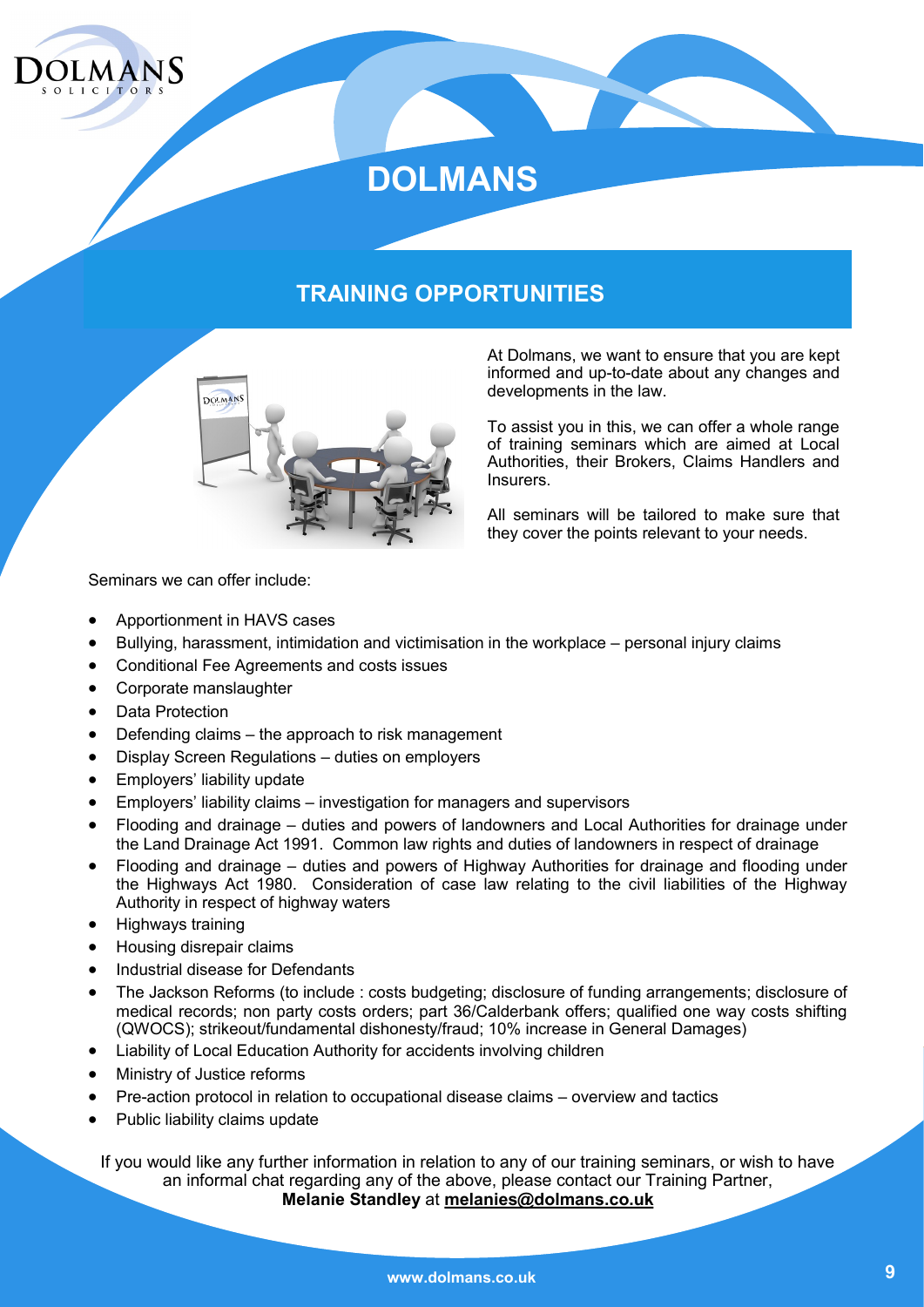# DOLMANS

## TRAINING OPPORTUNITIES

At Dolmans, we want to ensure that you are kept informed and up-to-date about any changes and developments in the law.

To assist you in this, we can offer a whole range of training seminars which are aimed at Local Authorities, their Brokers, Claims Handlers and Insurers.

All seminars will be tailored to make sure that they cover the points relevant to your needs.

Seminars we can offer include:

- Apportionment in HAVS cases
- Bullying, harassment, intimidation and victimisation in the workplace – personal injury claims
- Conditional Fee Agreements and costs issues
- Corporate manslaughter
- Data Protection
- Defending claims – the approach to risk management
- Display Screen Regulations – duties on employers
- Employers' liability update
- Employers' liability claims – investigation for managers and supervisors
- Flooding and drainage – duties and powers of landowners and Local Authorities for drainage under the Land Drainage Act 1991. Common law rights and duties of landowners in respect of drainage
- Flooding and drainage – duties and powers of Highway Authorities for drainage and flooding under the Highways Act 1980. Consideration of case law relating to the civil liabilities of the Highway Authority in respect of highway waters
- Highways training
- Housing disrepair claims
- Industrial disease for Defendants
- The Jackson Reforms (to include : costs budgeting; disclosure of funding arrangements; disclosure of medical records; non party costs orders; part 36/Calderbank offers; qualified one way costs shifting (QWOCS); strikeout/fundamental dishonesty/fraud; 10% increase in General Damages)
- Liability of Local Education Authority for accidents involving children
- Ministry of Justice reforms
- Pre-action protocol in relation to occupational disease claims – overview and tactics
- Public liability claims update

If you would like any further information in relation to any of our training seminars, or wish to have an informal chat regarding any of the above, please contact our Training Partner, **Melanie Standley** at **melanies@dolmans.co.uk**

www.dolmans.co.uk